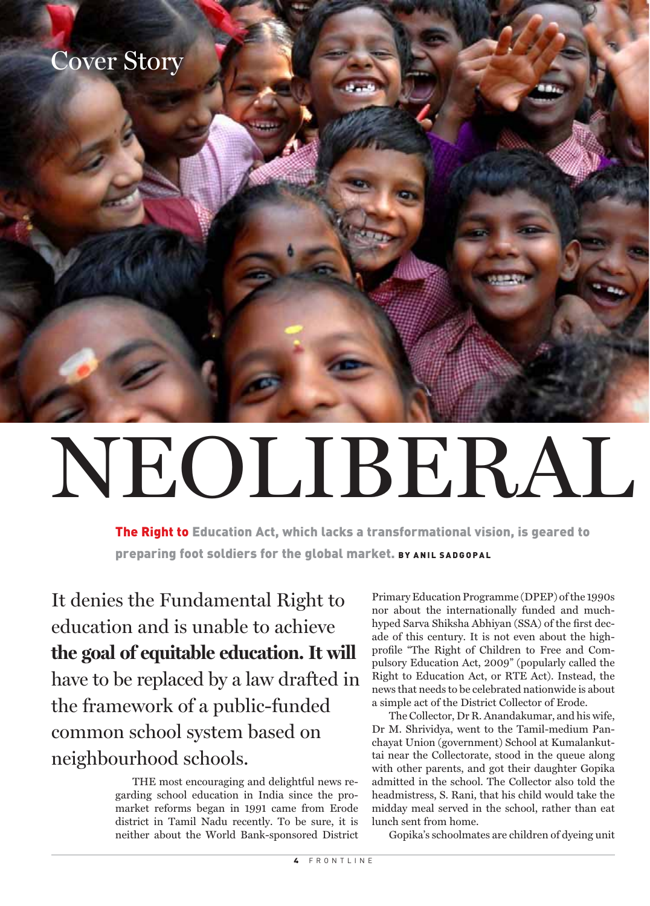Cover Story

# NEOLIBERAL

**The Right to Education Act, which lacks a transformational vision, is geared to preparing foot soldiers for the global market.** BY ANIL SADGOPAL

It denies the Fundamental Right to education and is unable to achieve **the goal of equitable education. It will** have to be replaced by a law drafted in the framework of a public-funded common school system based on neighbourhood schools.

THE most encouraging and delightful news regarding school education in India since the pro-market reforms began in 1991 came from Erode district in Tamil Nadu recently. To be sure, it is neither about the World Bank-sponsored District Primary Education Programme (DPEP) of the 1990s nor about the internationally funded and much-hyped Sarva Shiksha Abhiyan (SSA) of the first decade of this century. It is not even about the high-profile "The Right of Children to Free and Compulsory Education Act, 2009" (popularly called the Right to Education Act, or RTE Act). Instead, the news that needs to be celebrated nationwide is about a simple act of the District Collector of Erode.

The Collector, Dr R. Anandakumar, and his wife, Dr M. Shrividya, went to the Tamil-medium Panchayat Union (government) School at Kumalankuttai near the Collectorate, stood in the queue along with other parents, and got their daughter Gopika admitted in the school. The Collector also told the headmistress, S. Rani, that his child would take the midday meal served in the school, rather than eat lunch sent from home.

Gopika's schoolmates are children of dyeing unit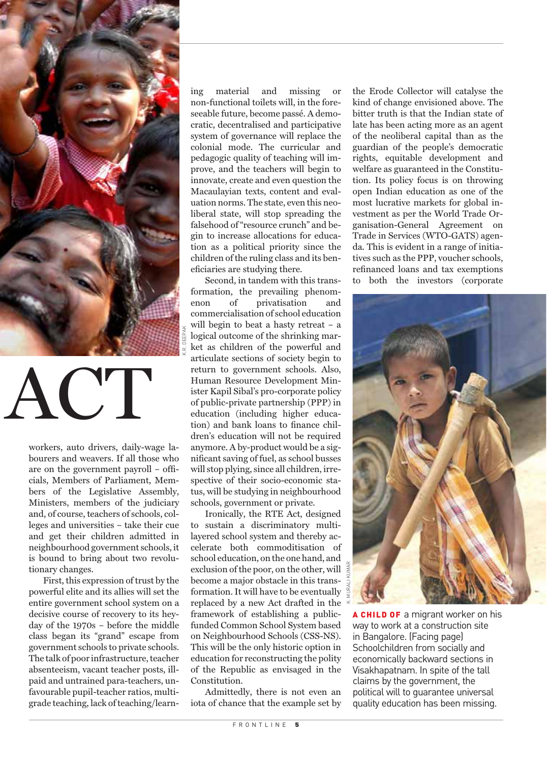ACT

workers, auto drivers, daily-wage labourers and weavers. If all those who are on the government payroll – officials, Members of Parliament, Members of the Legislative Assembly, Ministers, members of the judiciary and, of course, teachers of schools, colleges and universities – take their cue and get their children admitted in neighbourhood government schools, it is bound to bring about two revolutionary changes.

First, this expression of trust by the powerful elite and its allies will set the entire government school system on a decisive course of recovery to its heyday of the 1970s – before the middle class began its "grand" escape from government schools to private schools. The talk of poor infrastructure, teacher absenteeism, vacant teacher posts, ill-paid and untrained para-teachers, unfavourable pupil-teacher ratios, multigrade teaching, lack of teaching/learning material and missing or non-functional toilets will, in the foreseeable future, become passé. A democratic, decentralised and participative system of governance will replace the colonial mode. The curricular and pedagogic quality of teaching will improve, and the teachers will begin to innovate, create and even question the Macaulayian texts, content and evaluation norms. The state, even this neoliberal state, will stop spreading the falsehood of "resource crunch" and begin to increase allocations for education as a political priority since the children of the ruling class and its beneficiaries are studying there.

Second, in tandem with this transformation, the prevailing phenomenon of privatisation and commercialisation of school education will begin to beat a hasty retreat – a logical outcome of the shrinking market as children of the powerful and articulate sections of society begin to return to government schools. Also, Human Resource Development Minister Kapil Sibal's pro-corporate policy of public-private partnership (PPP) in education (including higher education) and bank loans to finance children's education will not be required anymore. A by-product would be a significant saving of fuel, as school busses will stop plying, since all children, irrespective of their socio-economic status, will be studying in neighbourhood schools, government or private.

Ironically, the RTE Act, designed to sustain a discriminatory multilayered school system and thereby accelerate both commoditisation of school education, on the one hand, and exclusion of the poor, on the other, will become a major obstacle in this transformation. It will have to be eventually replaced by a new Act drafted in the framework of establishing a public-funded Common School System based on Neighbourhood Schools (CSS-NS). This will be the only historic option in education for reconstructing the polity of the Republic as envisaged in the Constitution.

Admittedly, there is not even an iota of chance that the example set by the Erode Collector will catalyse the kind of change envisioned above. The bitter truth is that the Indian state of late has been acting more as an agent of the neoliberal capital than as the guardian of the people's democratic rights, equitable development and welfare as guaranteed in the Constitution. Its policy focus is on throwing open Indian education as one of the most lucrative markets for global investment as per the World Trade Organisation-General Agreement on Trade in Services (WTO-GATS) agenda. This is evident in a range of initiatives such as the PPP, voucher schools, refinanced loans and tax exemptions to both the investors (corporate

**A CHILD OF** a migrant worker on his way to work at a construction site in Bangalore. (Facing page) Schoolchildren from socially and economically backward sections in Visakhapatnam. In spite of the tall claims by the government, the political will to guarantee universal quality education has been missing.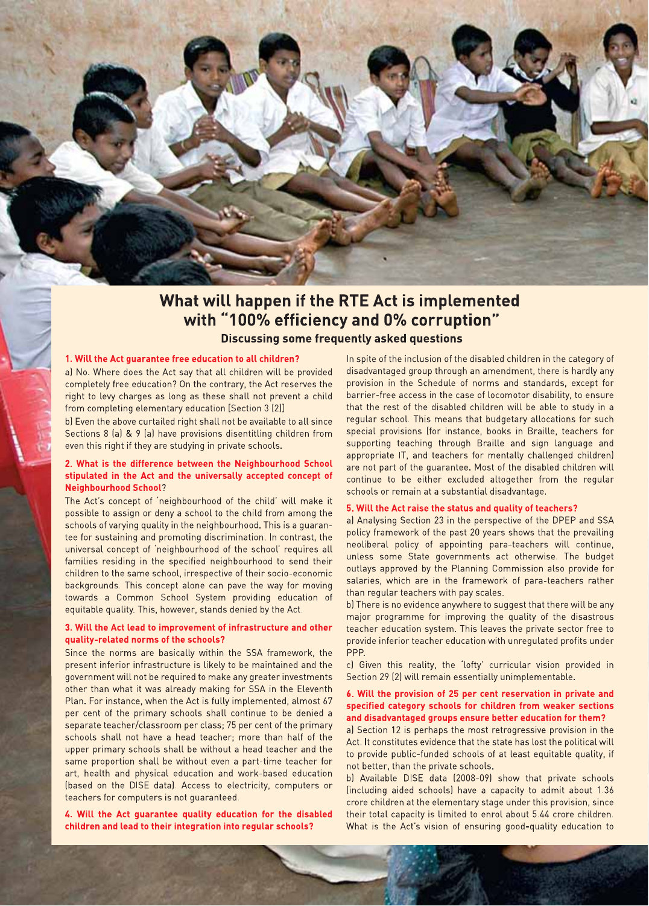## What will happen if the RTE Act is implemented with "100% efficiency and 0% corruption"

### Discussing some frequently asked questions

**1. Will the Act guarantee free education to all children?**

a) No. Where does the Act say that all children will be provided completely free education? On the contrary, the Act reserves the right to levy charges as long as these shall not prevent a child from completing elementary education [Section 3 (2)]

b) Even the above curtailed right shall not be available to all since Sections 8 (a) & 9 (a) have provisions disentitling children from even this right if they are studying in private schools.

**2. What is the difference between the Neighbourhood School stipulated in the Act and the universally accepted concept of Neighbourhood School?**

The Act's concept of 'neighbourhood of the child' will make it possible to assign or deny a school to the child from among the schools of varying quality in the neighbourhood. This is a guarantee for sustaining and promoting discrimination. In contrast, the universal concept of 'neighbourhood of the school' requires all families residing in the specified neighbourhood to send their children to the same school, irrespective of their socio-economic backgrounds. This concept alone can pave the way for moving towards a Common School System providing education of equitable quality. This, however, stands denied by the Act.

**3. Will the Act lead to improvement of infrastructure and other quality-related norms of the schools?**

Since the norms are basically within the SSA framework, the present inferior infrastructure is likely to be maintained and the government will not be required to make any greater investments other than what it was already making for SSA in the Eleventh Plan. For instance, when the Act is fully implemented, almost 67 per cent of the primary schools shall continue to be denied a separate teacher/classroom per class; 75 per cent of the primary schools shall not have a head teacher; more than half of the upper primary schools shall be without a head teacher and the same proportion shall be without even a part-time teacher for art, health and physical education and work-based education (based on the DISE data). Access to electricity, computers or teachers for computers is not guaranteed.

**4. Will the Act guarantee quality education for the disabled children and lead to their integration into regular schools?**

In spite of the inclusion of the disabled children in the category of disadvantaged group through an amendment, there is hardly any provision in the Schedule of norms and standards, except for barrier-free access in the case of locomotor disability, to ensure that the rest of the disabled children will be able to study in a regular school. This means that budgetary allocations for such special provisions (for instance, books in Braille, teachers for supporting teaching through Braille and sign language and appropriate IT, and teachers for mentally challenged children) are not part of the guarantee. Most of the disabled children will continue to be either excluded altogether from the regular schools or remain at a substantial disadvantage.

**5. Will the Act raise the status and quality of teachers?**

a) Analysing Section 23 in the perspective of the DPEP and SSA policy framework of the past 20 years shows that the prevailing neoliberal policy of appointing para-teachers will continue, unless some State governments act otherwise. The budget outlays approved by the Planning Commission also provide for salaries, which are in the framework of para-teachers rather than regular teachers with pay scales.

b) There is no evidence anywhere to suggest that there will be any major programme for improving the quality of the disastrous teacher education system. This leaves the private sector free to provide inferior teacher education with unregulated profits under PPP.

c) Given this reality, the 'lofty' curricular vision provided in Section 29 (2) will remain essentially unimplementable.

**6. Will the provision of 25 per cent reservation in private and specified category schools for children from weaker sections and disadvantaged groups ensure better education for them?**

a) Section 12 is perhaps the most retrogressive provision in the Act. It constitutes evidence that the state has lost the political will to provide public-funded schools of at least equitable quality, if not better, than the private schools.

b) Available DISE data (2008-09) show that private schools (including aided schools) have a capacity to admit about 1.36 crore children at the elementary stage under this provision, since their total capacity is limited to enrol about 5.44 crore children. What is the Act's vision of ensuring good-quality education to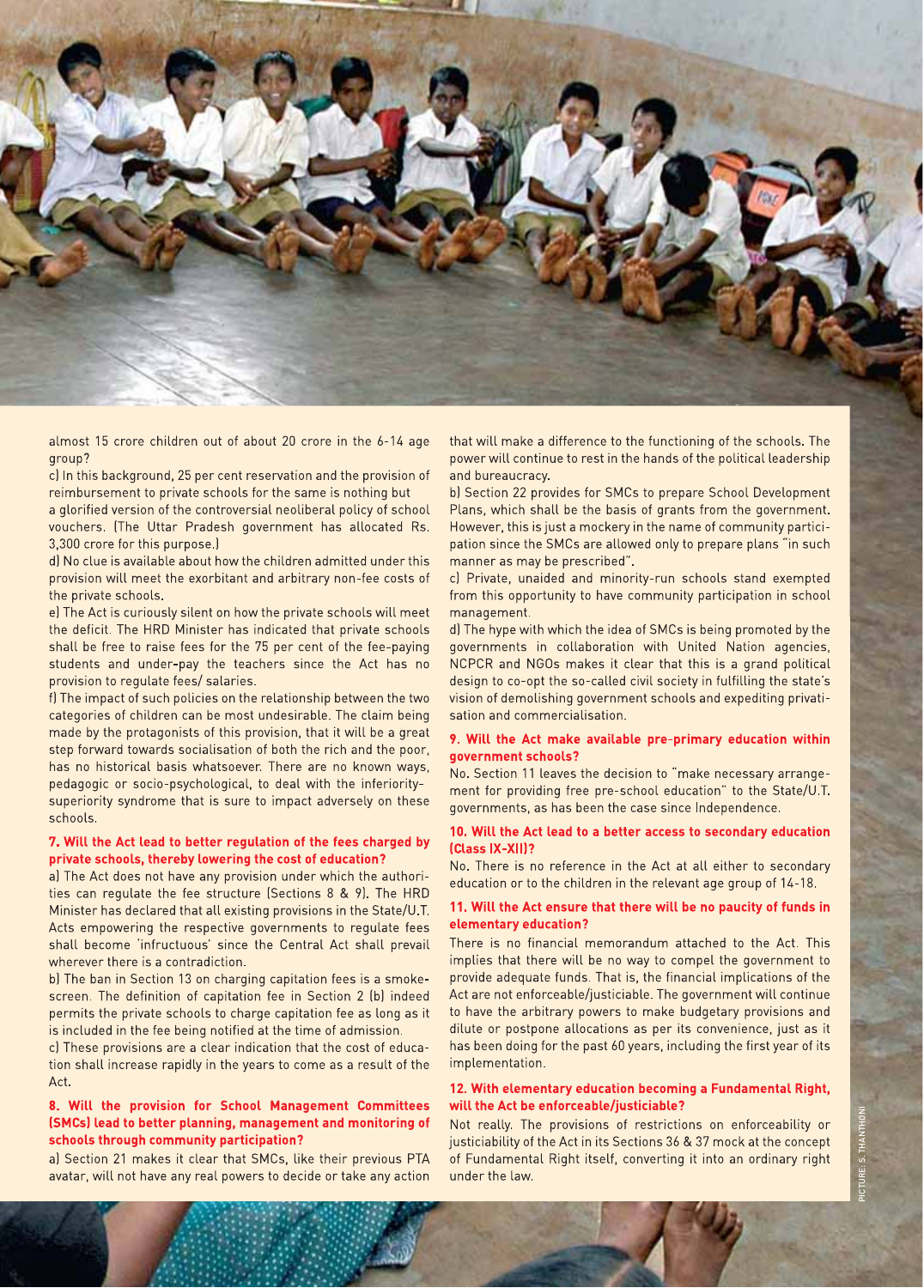almost 15 crore children out of about 20 crore in the 6-14 age group?

c) In this background, 25 per cent reservation and the provision of reimbursement to private schools for the same is nothing but a glorified version of the controversial neoliberal policy of school vouchers. (The Uttar Pradesh government has allocated Rs. 3,300 crore for this purpose.)

d) No clue is available about how the children admitted under this provision will meet the exorbitant and arbitrary non-fee costs of the private schools.

e) The Act is curiously silent on how the private schools will meet the deficit. The HRD Minister has indicated that private schools shall be free to raise fees for the 75 per cent of the fee-paying students and under-pay the teachers since the Act has no provision to regulate fees/ salaries.

f) The impact of such policies on the relationship between the two categories of children can be most undesirable. The claim being made by the protagonists of this provision, that it will be a great step forward towards socialisation of both the rich and the poor, has no historical basis whatsoever. There are no known ways, pedagogic or socio-psychological, to deal with the inferiority-superiority syndrome that is sure to impact adversely on these schools.

### 7. Will the Act lead to better regulation of the fees charged by private schools, thereby lowering the cost of education?

a) The Act does not have any provision under which the authorities can regulate the fee structure (Sections 8 & 9). The HRD Minister has declared that all existing provisions in the State/U.T. Acts empowering the respective governments to regulate fees shall become 'infructuous' since the Central Act shall prevail wherever there is a contradiction.

b) The ban in Section 13 on charging capitation fees is a smoke-screen. The definition of capitation fee in Section 2 (b) indeed permits the private schools to charge capitation fee as long as it is included in the fee being notified at the time of admission.

c) These provisions are a clear indication that the cost of education shall increase rapidly in the years to come as a result of the Act.

### 8. Will the provision for School Management Committees (SMCs) lead to better planning, management and monitoring of schools through community participation?

a) Section 21 makes it clear that SMCs, like their previous PTA avatar, will not have any real powers to decide or take any action that will make a difference to the functioning of the schools. The power will continue to rest in the hands of the political leadership and bureaucracy.

b) Section 22 provides for SMCs to prepare School Development Plans, which shall be the basis of grants from the government. However, this is just a mockery in the name of community participation since the SMCs are allowed only to prepare plans "in such manner as may be prescribed".

c) Private, unaided and minority-run schools stand exempted from this opportunity to have community participation in school management.

d) The hype with which the idea of SMCs is being promoted by the governments in collaboration with United Nation agencies, NCPCR and NGOs makes it clear that this is a grand political design to co-opt the so-called civil society in fulfilling the state's vision of demolishing government schools and expediting privatisation and commercialisation.

### 9. Will the Act make available pre-primary education within government schools?

No. Section 11 leaves the decision to "make necessary arrangement for providing free pre-school education" to the State/U.T. governments, as has been the case since Independence.

### 10. Will the Act lead to a better access to secondary education (Class IX-XII)?

No. There is no reference in the Act at all either to secondary education or to the children in the relevant age group of 14-18.

### 11. Will the Act ensure that there will be no paucity of funds in elementary education?

There is no financial memorandum attached to the Act. This implies that there will be no way to compel the government to provide adequate funds. That is, the financial implications of the Act are not enforceable/justiciable. The government will continue to have the arbitrary powers to make budgetary provisions and dilute or postpone allocations as per its convenience, just as it has been doing for the past 60 years, including the first year of its implementation.

### 12. With elementary education becoming a Fundamental Right, will the Act be enforceable/justiciable?

Not really. The provisions of restrictions on enforceability or justiciability of the Act in its Sections 36 & 37 mock at the concept of Fundamental Right itself, converting it into an ordinary right under the law.

PICTURE: S. THANTHONI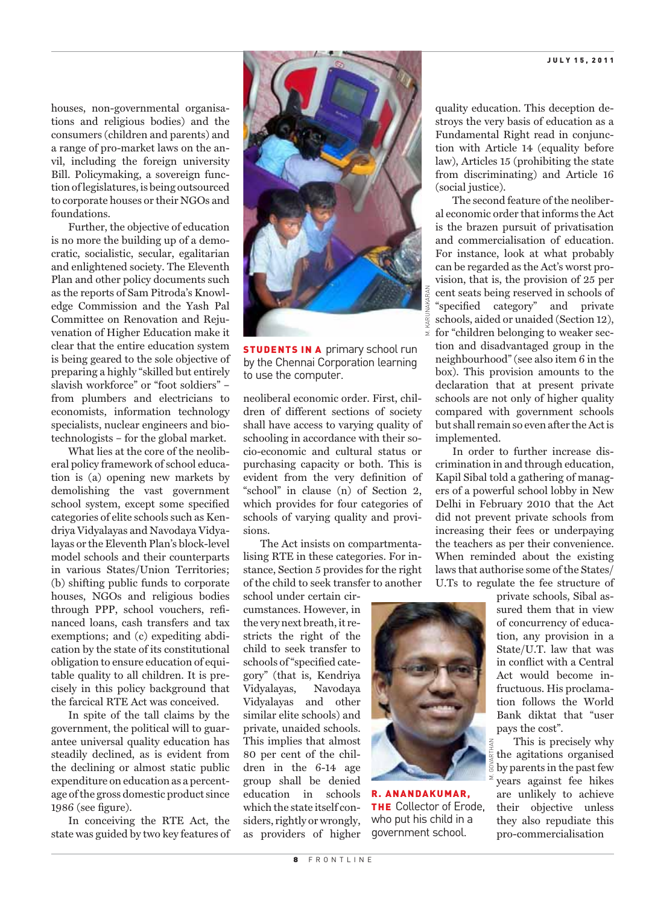houses, non-governmental organisations and religious bodies) and the consumers (children and parents) and a range of pro-market laws on the anvil, including the foreign university Bill. Policymaking, a sovereign function of legislatures, is being outsourced to corporate houses or their NGOs and foundations.

Further, the objective of education is no more the building up of a democratic, socialistic, secular, egalitarian and enlightened society. The Eleventh Plan and other policy documents such as the reports of Sam Pitroda's Knowledge Commission and the Yash Pal Committee on Renovation and Rejuvenation of Higher Education make it clear that the entire education system is being geared to the sole objective of preparing a highly "skilled but entirely slavish workforce" or "foot soldiers" – from plumbers and electricians to economists, information technology specialists, nuclear engineers and biotechnologists – for the global market.

What lies at the core of the neoliberal policy framework of school education is (a) opening new markets by demolishing the vast government school system, except some specified categories of elite schools such as Kendriya Vidyalayas and Navodaya Vidyalayas or the Eleventh Plan's block-level model schools and their counterparts in various States/Union Territories; (b) shifting public funds to corporate houses, NGOs and religious bodies through PPP, school vouchers, refinanced loans, cash transfers and tax exemptions; and (c) expediting abdication by the state of its constitutional obligation to ensure education of equitable quality to all children. It is precisely in this policy background that the farcical RTE Act was conceived.

In spite of the tall claims by the government, the political will to guarantee universal quality education has steadily declined, as is evident from the declining or almost static public expenditure on education as a percentage of the gross domestic product since 1986 (see figure).

In conceiving the RTE Act, the state was guided by two key features of neoliberal economic order. First, children of different sections of society shall have access to varying quality of schooling in accordance with their socio-economic and cultural status or purchasing capacity or both. This is evident from the very definition of "school" in clause (n) of Section 2, which provides for four categories of schools of varying quality and provisions.

**STUDENTS IN A** primary school run by the Chennai Corporation learning to use the computer.

The Act insists on compartmentalising RTE in these categories. For instance, Section 5 provides for the right of the child to seek transfer to another school under certain circumstances. However, in the very next breath, it restricts the right of the child to seek transfer to schools of "specified category" (that is, Kendriya Vidyalayas, Navodaya Vidyalayas and other similar elite schools) and private, unaided schools. This implies that almost 80 per cent of the children in the 6-14 age group shall be denied education in schools which the state itself considers, rightly or wrongly, as providers of higher quality education. This deception destroys the very basis of education as a Fundamental Right read in conjunction with Article 14 (equality before law), Articles 15 (prohibiting the state from discriminating) and Article 16 (social justice).

**R. ANANDAKUMAR, THE** Collector of Erode, who put his child in a government school.

The second feature of the neoliberal economic order that informs the Act is the brazen pursuit of privatisation and commercialisation of education. For instance, look at what probably can be regarded as the Act's worst provision, that is, the provision of 25 per cent seats being reserved in schools of "specified category" and private schools, aided or unaided (Section 12), for "children belonging to weaker section and disadvantaged group in the neighbourhood" (see also item 6 in the box). This provision amounts to the declaration that at present private schools are not only of higher quality compared with government schools but shall remain so even after the Act is implemented.

In order to further increase discrimination in and through education, Kapil Sibal told a gathering of managers of a powerful school lobby in New Delhi in February 2010 that the Act did not prevent private schools from increasing their fees or underpaying the teachers as per their convenience. When reminded about the existing laws that authorise some of the States/U.Ts to regulate the fee structure of private schools, Sibal assured them that in view of concurrency of education, any provision in a State/U.T. law that was in conflict with a Central Act would become infructuous. His proclamation follows the World Bank diktat that "user pays the cost".

This is precisely why the agitations organised by parents in the past few years against fee hikes are unlikely to achieve their objective unless they also repudiate this pro-commercialisation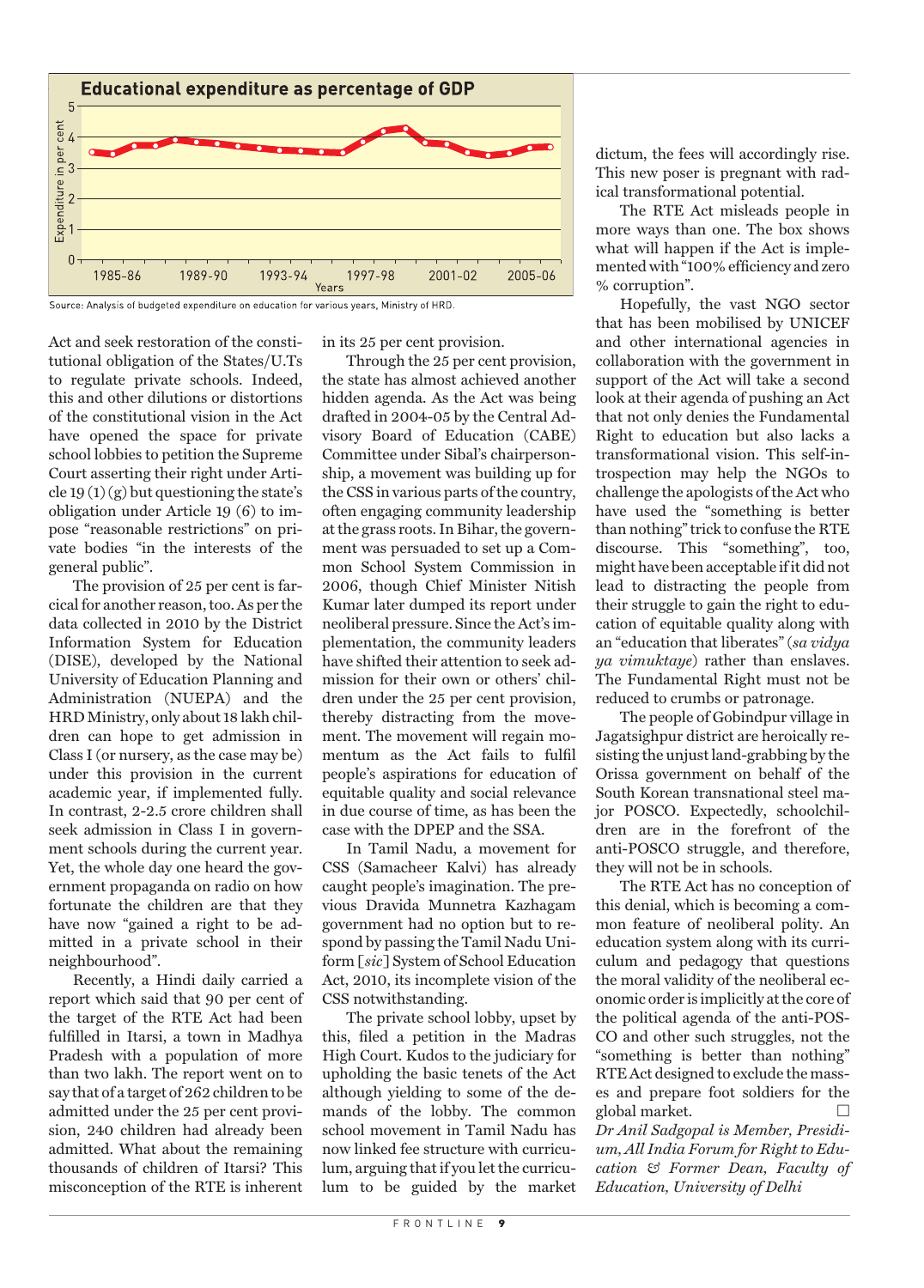**Educational expenditure as percentage of GDP**

Expenditure in per cent

0
1
2
3
4
5

1985-86 1989-90 1993-94 1997-98 2001-02 2005-06

Years

Source: Analysis of budgeted expenditure on education for various years, Ministry of HRD.

Act and seek restoration of the constitutional obligation of the States/U.Ts to regulate private schools. Indeed, this and other dilutions or distortions of the constitutional vision in the Act have opened the space for private school lobbies to petition the Supreme Court asserting their right under Article 19 (1) (g) but questioning the state's obligation under Article 19 (6) to impose "reasonable restrictions" on private bodies "in the interests of the general public".

The provision of 25 per cent is farcical for another reason, too. As per the data collected in 2010 by the District Information System for Education (DISE), developed by the National University of Education Planning and Administration (NUEPA) and the HRD Ministry, only about 18 lakh children can hope to get admission in Class I (or nursery, as the case may be) under this provision in the current academic year, if implemented fully. In contrast, 2-2.5 crore children shall seek admission in Class I in government schools during the current year. Yet, the whole day one heard the government propaganda on radio on how fortunate the children are that they have now "gained a right to be admitted in a private school in their neighbourhood".

Recently, a Hindi daily carried a report which said that 90 per cent of the target of the RTE Act had been fulfilled in Itarsi, a town in Madhya Pradesh with a population of more than two lakh. The report went on to say that of a target of 262 children to be admitted under the 25 per cent provision, 240 children had already been admitted. What about the remaining thousands of children of Itarsi? This misconception of the RTE is inherent in its 25 per cent provision.

Through the 25 per cent provision, the state has almost achieved another hidden agenda. As the Act was being drafted in 2004-05 by the Central Advisory Board of Education (CABE) Committee under Sibal's chairpersonship, a movement was building up for the CSS in various parts of the country, often engaging community leadership at the grass roots. In Bihar, the government was persuaded to set up a Common School System Commission in 2006, though Chief Minister Nitish Kumar later dumped its report under neoliberal pressure. Since the Act's implementation, the community leaders have shifted their attention to seek admission for their own or others' children under the 25 per cent provision, thereby distracting from the movement. The movement will regain momentum as the Act fails to fulfil people's aspirations for education of equitable quality and social relevance in due course of time, as has been the case with the DPEP and the SSA.

In Tamil Nadu, a movement for CSS (Samacheer Kalvi) has already caught people's imagination. The previous Dravida Munnetra Kazhagam government had no option but to respond by passing the Tamil Nadu Uniform [*sic*] System of School Education Act, 2010, its incomplete vision of the CSS notwithstanding.

The private school lobby, upset by this, filed a petition in the Madras High Court. Kudos to the judiciary for upholding the basic tenets of the Act although yielding to some of the demands of the lobby. The common school movement in Tamil Nadu has now linked fee structure with curriculum, arguing that if you let the curriculum to be guided by the market dictum, the fees will accordingly rise. This new poser is pregnant with radical transformational potential.

The RTE Act misleads people in more ways than one. The box shows what will happen if the Act is implemented with "100% efficiency and zero % corruption".

Hopefully, the vast NGO sector that has been mobilised by UNICEF and other international agencies in collaboration with the government in support of the Act will take a second look at their agenda of pushing an Act that not only denies the Fundamental Right to education but also lacks a transformational vision. This self-introspection may help the NGOs to challenge the apologists of the Act who have used the "something is better than nothing" trick to confuse the RTE discourse. This "something", too, might have been acceptable if it did not lead to distracting the people from their struggle to gain the right to education of equitable quality along with an "education that liberates" (*sa vidya ya vimuktaye*) rather than enslaves. The Fundamental Right must not be reduced to crumbs or patronage.

The people of Gobindpur village in Jagatsighpur district are heroically resisting the unjust land-grabbing by the Orissa government on behalf of the South Korean transnational steel major POSCO. Expectedly, schoolchildren are in the forefront of the anti-POSCO struggle, and therefore, they will not be in schools.

The RTE Act has no conception of this denial, which is becoming a common feature of neoliberal polity. An education system along with its curriculum and pedagogy that questions the moral validity of the neoliberal economic order is implicitly at the core of the political agenda of the anti-POSCO and other such struggles, not the "something is better than nothing" RTE Act designed to exclude the masses and prepare foot soldiers for the global market. □

*Dr Anil Sadgopal is Member, Presidium, All India Forum for Right to Education & Former Dean, Faculty of Education, University of Delhi*